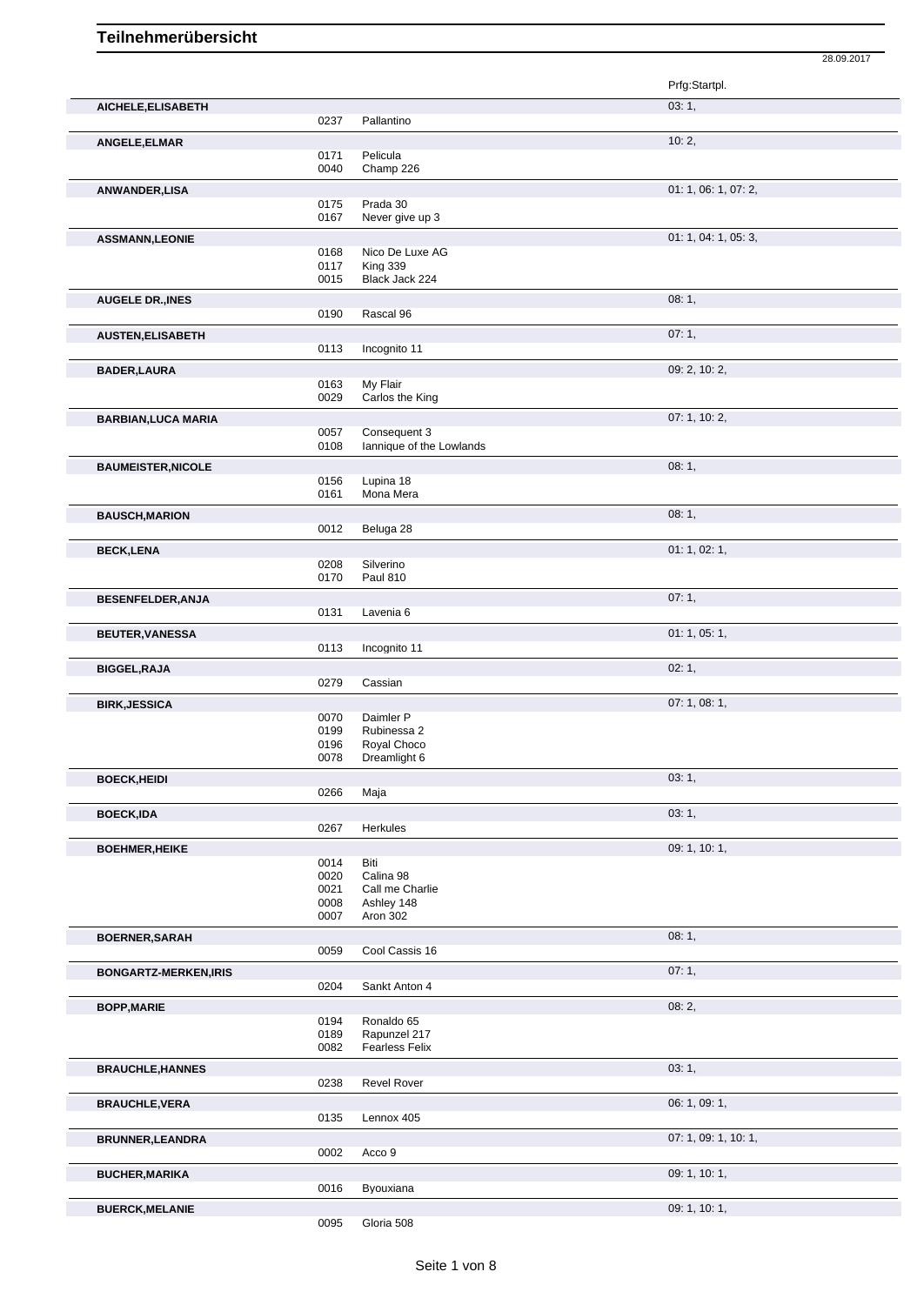# Teilnehmerübersicht

28.09.2017

| Name | Nr. | Pferd | Prfg:Startpl. |
|---|---|---|---|
| **AICHELE,ELISABETH** | | | 03: 1, |
| | 0237 | Pallantino | |
| **ANGELE,ELMAR** | | | 10: 2, |
| | 0171 | Pelicula | |
| | 0040 | Champ 226 | |
| **ANWANDER,LISA** | | | 01: 1, 06: 1, 07: 2, |
| | 0175 | Prada 30 | |
| | 0167 | Never give up 3 | |
| **ASSMANN,LEONIE** | | | 01: 1, 04: 1, 05: 3, |
| | 0168 | Nico De Luxe AG | |
| | 0117 | King 339 | |
| | 0015 | Black Jack 224 | |
| **AUGELE DR.,INES** | | | 08: 1, |
| | 0190 | Rascal 96 | |
| **AUSTEN,ELISABETH** | | | 07: 1, |
| | 0113 | Incognito 11 | |
| **BADER,LAURA** | | | 09: 2, 10: 2, |
| | 0163 | My Flair | |
| | 0029 | Carlos the King | |
| **BARBIAN,LUCA MARIA** | | | 07: 1, 10: 2, |
| | 0057 | Consequent 3 | |
| | 0108 | Iannique of the Lowlands | |
| **BAUMEISTER,NICOLE** | | | 08: 1, |
| | 0156 | Lupina 18 | |
| | 0161 | Mona Mera | |
| **BAUSCH,MARION** | | | 08: 1, |
| | 0012 | Beluga 28 | |
| **BECK,LENA** | | | 01: 1, 02: 1, |
| | 0208 | Silverino | |
| | 0170 | Paul 810 | |
| **BESENFELDER,ANJA** | | | 07: 1, |
| | 0131 | Lavenia 6 | |
| **BEUTER,VANESSA** | | | 01: 1, 05: 1, |
| | 0113 | Incognito 11 | |
| **BIGGEL,RAJA** | | | 02: 1, |
| | 0279 | Cassian | |
| **BIRK,JESSICA** | | | 07: 1, 08: 1, |
| | 0070 | Daimler P | |
| | 0199 | Rubinessa 2 | |
| | 0196 | Royal Choco | |
| | 0078 | Dreamlight 6 | |
| **BOECK,HEIDI** | | | 03: 1, |
| | 0266 | Maja | |
| **BOECK,IDA** | | | 03: 1, |
| | 0267 | Herkules | |
| **BOEHMER,HEIKE** | | | 09: 1, 10: 1, |
| | 0014 | Biti | |
| | 0020 | Calina 98 | |
| | 0021 | Call me Charlie | |
| | 0008 | Ashley 148 | |
| | 0007 | Aron 302 | |
| **BOERNER,SARAH** | | | 08: 1, |
| | 0059 | Cool Cassis 16 | |
| **BONGARTZ-MERKEN,IRIS** | | | 07: 1, |
| | 0204 | Sankt Anton 4 | |
| **BOPP,MARIE** | | | 08: 2, |
| | 0194 | Ronaldo 65 | |
| | 0189 | Rapunzel 217 | |
| | 0082 | Fearless Felix | |
| **BRAUCHLE,HANNES** | | | 03: 1, |
| | 0238 | Revel Rover | |
| **BRAUCHLE,VERA** | | | 06: 1, 09: 1, |
| | 0135 | Lennox 405 | |
| **BRUNNER,LEANDRA** | | | 07: 1, 09: 1, 10: 1, |
| | 0002 | Acco 9 | |
| **BUCHER,MARIKA** | | | 09: 1, 10: 1, |
| | 0016 | Byouxiana | |
| **BUERCK,MELANIE** | | | 09: 1, 10: 1, |
| | 0095 | Gloria 508 | |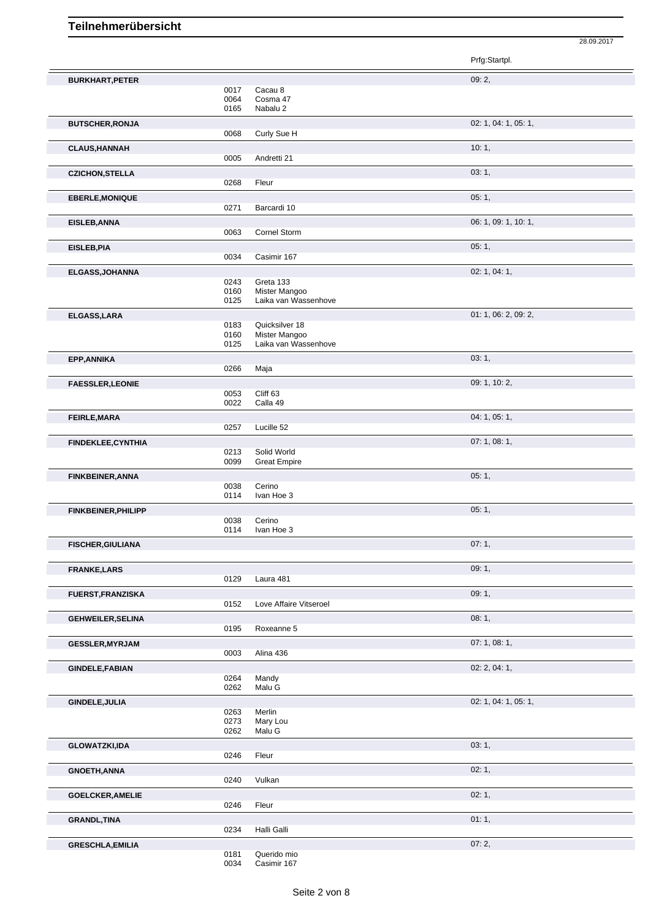# Teilnehmerübersicht

| Name | Nr. | Pferd | Prfg:Startpl. |
|---|---|---|---|
| **BURKHART,PETER** | | | 09: 2, |
| | 0017 | Cacau 8 | |
| | 0064 | Cosma 47 | |
| | 0165 | Nabalu 2 | |
| **BUTSCHER,RONJA** | | | 02: 1, 04: 1, 05: 1, |
| | 0068 | Curly Sue H | |
| **CLAUS,HANNAH** | | | 10: 1, |
| | 0005 | Andretti 21 | |
| **CZICHON,STELLA** | | | 03: 1, |
| | 0268 | Fleur | |
| **EBERLE,MONIQUE** | | | 05: 1, |
| | 0271 | Barcardi 10 | |
| **EISLEB,ANNA** | | | 06: 1, 09: 1, 10: 1, |
| | 0063 | Cornel Storm | |
| **EISLEB,PIA** | | | 05: 1, |
| | 0034 | Casimir 167 | |
| **ELGASS,JOHANNA** | | | 02: 1, 04: 1, |
| | 0243 | Greta 133 | |
| | 0160 | Mister Mangoo | |
| | 0125 | Laika van Wassenhove | |
| **ELGASS,LARA** | | | 01: 1, 06: 2, 09: 2, |
| | 0183 | Quicksilver 18 | |
| | 0160 | Mister Mangoo | |
| | 0125 | Laika van Wassenhove | |
| **EPP,ANNIKA** | | | 03: 1, |
| | 0266 | Maja | |
| **FAESSLER,LEONIE** | | | 09: 1, 10: 2, |
| | 0053 | Cliff 63 | |
| | 0022 | Calla 49 | |
| **FEIRLE,MARA** | | | 04: 1, 05: 1, |
| | 0257 | Lucille 52 | |
| **FINDEKLEE,CYNTHIA** | | | 07: 1, 08: 1, |
| | 0213 | Solid World | |
| | 0099 | Great Empire | |
| **FINKBEINER,ANNA** | | | 05: 1, |
| | 0038 | Cerino | |
| | 0114 | Ivan Hoe 3 | |
| **FINKBEINER,PHILIPP** | | | 05: 1, |
| | 0038 | Cerino | |
| | 0114 | Ivan Hoe 3 | |
| **FISCHER,GIULIANA** | | | 07: 1, |
| **FRANKE,LARS** | | | 09: 1, |
| | 0129 | Laura 481 | |
| **FUERST,FRANZISKA** | | | 09: 1, |
| | 0152 | Love Affaire Vitseroel | |
| **GEHWEILER,SELINA** | | | 08: 1, |
| | 0195 | Roxeanne 5 | |
| **GESSLER,MYRJAM** | | | 07: 1, 08: 1, |
| | 0003 | Alina 436 | |
| **GINDELE,FABIAN** | | | 02: 2, 04: 1, |
| | 0264 | Mandy | |
| | 0262 | Malu G | |
| **GINDELE,JULIA** | | | 02: 1, 04: 1, 05: 1, |
| | 0263 | Merlin | |
| | 0273 | Mary Lou | |
| | 0262 | Malu G | |
| **GLOWATZKI,IDA** | | | 03: 1, |
| | 0246 | Fleur | |
| **GNOETH,ANNA** | | | 02: 1, |
| | 0240 | Vulkan | |
| **GOELCKER,AMELIE** | | | 02: 1, |
| | 0246 | Fleur | |
| **GRANDL,TINA** | | | 01: 1, |
| | 0234 | Halli Galli | |
| **GRESCHLA,EMILIA** | | | 07: 2, |
| | 0181 | Querido mio | |
| | 0034 | Casimir 167 | |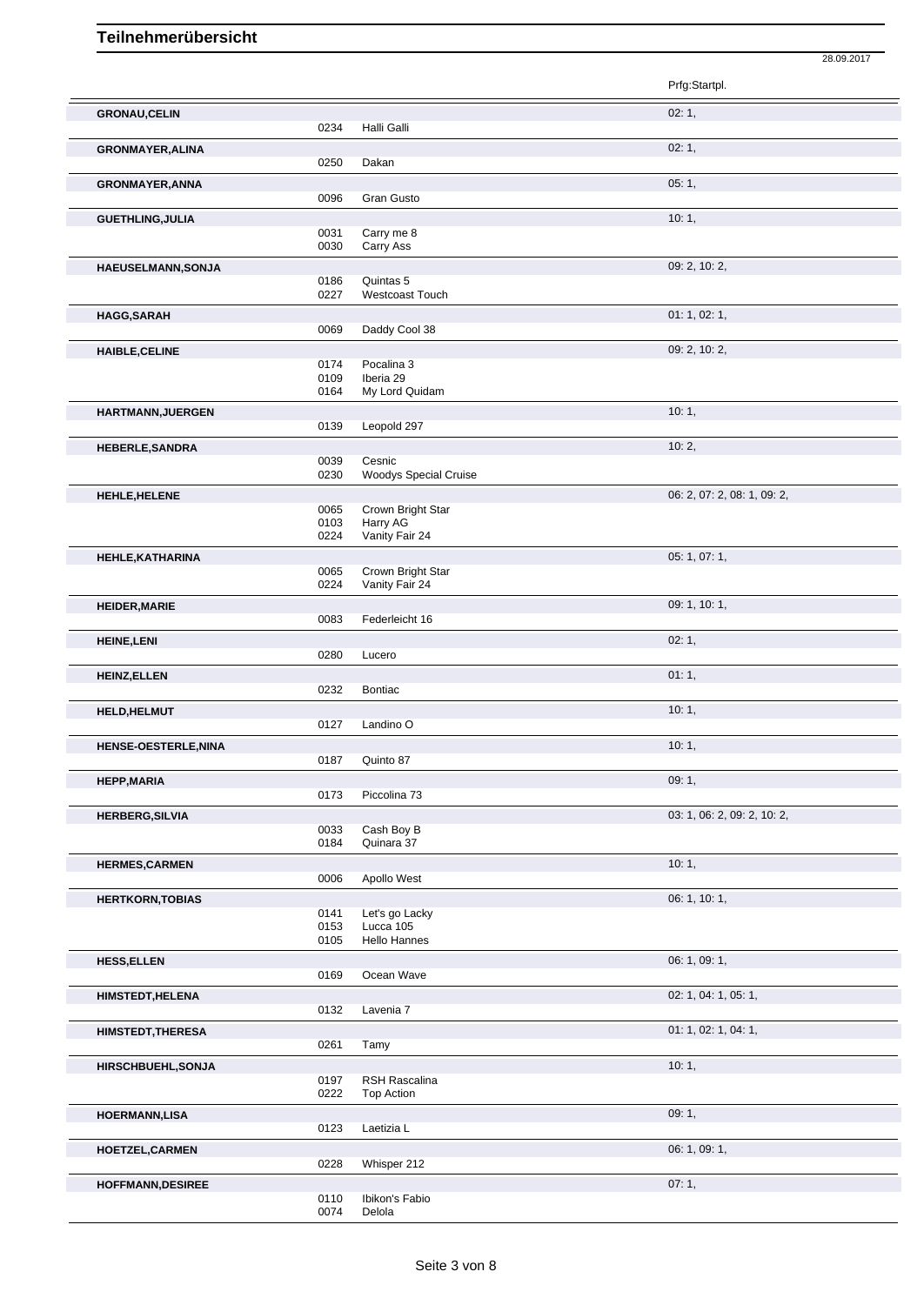# Teilnehmerübersicht

| Name | Nr. | Pferd | Prfg:Startpl. |
|---|---|---|---|
| **GRONAU,CELIN** | | | 02: 1, |
| | 0234 | Halli Galli | |
| **GRONMAYER,ALINA** | | | 02: 1, |
| | 0250 | Dakan | |
| **GRONMAYER,ANNA** | | | 05: 1, |
| | 0096 | Gran Gusto | |
| **GUETHLING,JULIA** | | | 10: 1, |
| | 0031 | Carry me 8 | |
| | 0030 | Carry Ass | |
| **HAEUSELMANN,SONJA** | | | 09: 2, 10: 2, |
| | 0186 | Quintas 5 | |
| | 0227 | Westcoast Touch | |
| **HAGG,SARAH** | | | 01: 1, 02: 1, |
| | 0069 | Daddy Cool 38 | |
| **HAIBLE,CELINE** | | | 09: 2, 10: 2, |
| | 0174 | Pocalina 3 | |
| | 0109 | Iberia 29 | |
| | 0164 | My Lord Quidam | |
| **HARTMANN,JUERGEN** | | | 10: 1, |
| | 0139 | Leopold 297 | |
| **HEBERLE,SANDRA** | | | 10: 2, |
| | 0039 | Cesnic | |
| | 0230 | Woodys Special Cruise | |
| **HEHLE,HELENE** | | | 06: 2, 07: 2, 08: 1, 09: 2, |
| | 0065 | Crown Bright Star | |
| | 0103 | Harry AG | |
| | 0224 | Vanity Fair 24 | |
| **HEHLE,KATHARINA** | | | 05: 1, 07: 1, |
| | 0065 | Crown Bright Star | |
| | 0224 | Vanity Fair 24 | |
| **HEIDER,MARIE** | | | 09: 1, 10: 1, |
| | 0083 | Federleicht 16 | |
| **HEINE,LENI** | | | 02: 1, |
| | 0280 | Lucero | |
| **HEINZ,ELLEN** | | | 01: 1, |
| | 0232 | Bontiac | |
| **HELD,HELMUT** | | | 10: 1, |
| | 0127 | Landino O | |
| **HENSE-OESTERLE,NINA** | | | 10: 1, |
| | 0187 | Quinto 87 | |
| **HEPP,MARIA** | | | 09: 1, |
| | 0173 | Piccolina 73 | |
| **HERBERG,SILVIA** | | | 03: 1, 06: 2, 09: 2, 10: 2, |
| | 0033 | Cash Boy B | |
| | 0184 | Quinara 37 | |
| **HERMES,CARMEN** | | | 10: 1, |
| | 0006 | Apollo West | |
| **HERTKORN,TOBIAS** | | | 06: 1, 10: 1, |
| | 0141 | Let's go Lacky | |
| | 0153 | Lucca 105 | |
| | 0105 | Hello Hannes | |
| **HESS,ELLEN** | | | 06: 1, 09: 1, |
| | 0169 | Ocean Wave | |
| **HIMSTEDT,HELENA** | | | 02: 1, 04: 1, 05: 1, |
| | 0132 | Lavenia 7 | |
| **HIMSTEDT,THERESA** | | | 01: 1, 02: 1, 04: 1, |
| | 0261 | Tamy | |
| **HIRSCHBUEHL,SONJA** | | | 10: 1, |
| | 0197 | RSH Rascalina | |
| | 0222 | Top Action | |
| **HOERMANN,LISA** | | | 09: 1, |
| | 0123 | Laetizia L | |
| **HOETZEL,CARMEN** | | | 06: 1, 09: 1, |
| | 0228 | Whisper 212 | |
| **HOFFMANN,DESIREE** | | | 07: 1, |
| | 0110 | Ibikon's Fabio | |
| | 0074 | Delola | |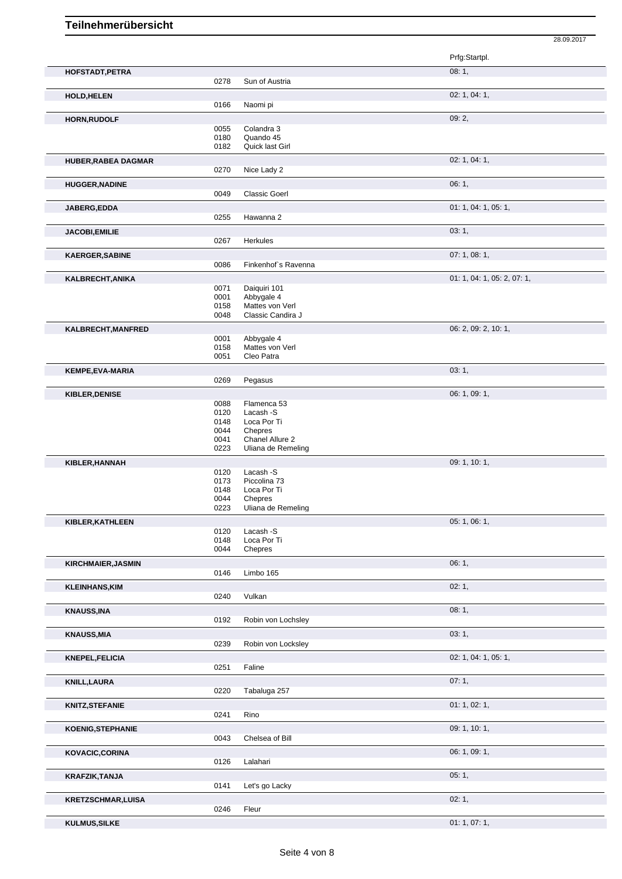# Teilnehmerübersicht

28.09.2017

| Name | Nr. | Pferd | Prfg:Startpl. |
|---|---|---|---|
| **HOFSTADT,PETRA** | | | 08: 1, |
| | 0278 | Sun of Austria | |
| **HOLD,HELEN** | | | 02: 1, 04: 1, |
| | 0166 | Naomi pi | |
| **HORN,RUDOLF** | | | 09: 2, |
| | 0055 | Colandra 3 | |
| | 0180 | Quando 45 | |
| | 0182 | Quick last Girl | |
| **HUBER,RABEA DAGMAR** | | | 02: 1, 04: 1, |
| | 0270 | Nice Lady 2 | |
| **HUGGER,NADINE** | | | 06: 1, |
| | 0049 | Classic Goerl | |
| **JABERG,EDDA** | | | 01: 1, 04: 1, 05: 1, |
| | 0255 | Hawanna 2 | |
| **JACOBI,EMILIE** | | | 03: 1, |
| | 0267 | Herkules | |
| **KAERGER,SABINE** | | | 07: 1, 08: 1, |
| | 0086 | Finkenhof`s Ravenna | |
| **KALBRECHT,ANIKA** | | | 01: 1, 04: 1, 05: 2, 07: 1, |
| | 0071 | Daiquiri 101 | |
| | 0001 | Abbygale 4 | |
| | 0158 | Mattes von Verl | |
| | 0048 | Classic Candira J | |
| **KALBRECHT,MANFRED** | | | 06: 2, 09: 2, 10: 1, |
| | 0001 | Abbygale 4 | |
| | 0158 | Mattes von Verl | |
| | 0051 | Cleo Patra | |
| **KEMPE,EVA-MARIA** | | | 03: 1, |
| | 0269 | Pegasus | |
| **KIBLER,DENISE** | | | 06: 1, 09: 1, |
| | 0088 | Flamenca 53 | |
| | 0120 | Lacash -S | |
| | 0148 | Loca Por Ti | |
| | 0044 | Chepres | |
| | 0041 | Chanel Allure 2 | |
| | 0223 | Uliana de Remeling | |
| **KIBLER,HANNAH** | | | 09: 1, 10: 1, |
| | 0120 | Lacash -S | |
| | 0173 | Piccolina 73 | |
| | 0148 | Loca Por Ti | |
| | 0044 | Chepres | |
| | 0223 | Uliana de Remeling | |
| **KIBLER,KATHLEEN** | | | 05: 1, 06: 1, |
| | 0120 | Lacash -S | |
| | 0148 | Loca Por Ti | |
| | 0044 | Chepres | |
| **KIRCHMAIER,JASMIN** | | | 06: 1, |
| | 0146 | Limbo 165 | |
| **KLEINHANS,KIM** | | | 02: 1, |
| | 0240 | Vulkan | |
| **KNAUSS,INA** | | | 08: 1, |
| | 0192 | Robin von Lochsley | |
| **KNAUSS,MIA** | | | 03: 1, |
| | 0239 | Robin von Locksley | |
| **KNEPEL,FELICIA** | | | 02: 1, 04: 1, 05: 1, |
| | 0251 | Faline | |
| **KNILL,LAURA** | | | 07: 1, |
| | 0220 | Tabaluga 257 | |
| **KNITZ,STEFANIE** | | | 01: 1, 02: 1, |
| | 0241 | Rino | |
| **KOENIG,STEPHANIE** | | | 09: 1, 10: 1, |
| | 0043 | Chelsea of Bill | |
| **KOVACIC,CORINA** | | | 06: 1, 09: 1, |
| | 0126 | Lalahari | |
| **KRAFZIK,TANJA** | | | 05: 1, |
| | 0141 | Let's go Lacky | |
| **KRETZSCHMAR,LUISA** | | | 02: 1, |
| | 0246 | Fleur | |
| **KULMUS,SILKE** | | | 01: 1, 07: 1, |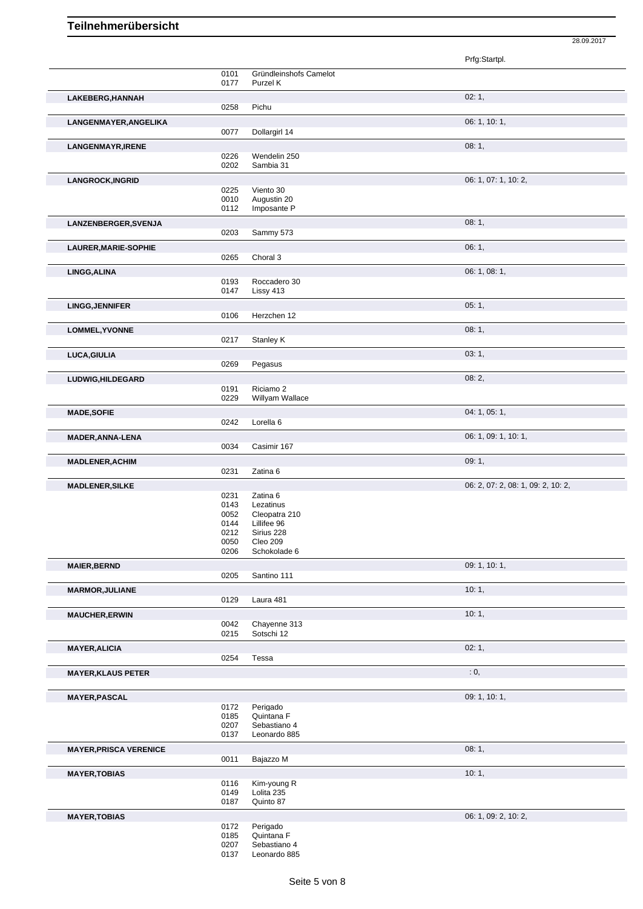# Teilnehmerübersicht

28.09.2017

| Name | Nr. | Pferd | Prfg:Startpl. |
|---|---|---|---|
| | 0101 | Gründleinshofs Camelot | |
| | 0177 | Purzel K | |
| LAKEBERG,HANNAH | | | 02: 1, |
| | 0258 | Pichu | |
| LANGENMAYER,ANGELIKA | | | 06: 1, 10: 1, |
| | 0077 | Dollargirl 14 | |
| LANGENMAYR,IRENE | | | 08: 1, |
| | 0226 | Wendelin 250 | |
| | 0202 | Sambia 31 | |
| LANGROCK,INGRID | | | 06: 1, 07: 1, 10: 2, |
| | 0225 | Viento 30 | |
| | 0010 | Augustin 20 | |
| | 0112 | Imposante P | |
| LANZENBERGER,SVENJA | | | 08: 1, |
| | 0203 | Sammy 573 | |
| LAURER,MARIE-SOPHIE | | | 06: 1, |
| | 0265 | Choral 3 | |
| LINGG,ALINA | | | 06: 1, 08: 1, |
| | 0193 | Roccadero 30 | |
| | 0147 | Lissy 413 | |
| LINGG,JENNIFER | | | 05: 1, |
| | 0106 | Herzchen 12 | |
| LOMMEL,YVONNE | | | 08: 1, |
| | 0217 | Stanley K | |
| LUCA,GIULIA | | | 03: 1, |
| | 0269 | Pegasus | |
| LUDWIG,HILDEGARD | | | 08: 2, |
| | 0191 | Riciamo 2 | |
| | 0229 | Willyam Wallace | |
| MADE,SOFIE | | | 04: 1, 05: 1, |
| | 0242 | Lorella 6 | |
| MADER,ANNA-LENA | | | 06: 1, 09: 1, 10: 1, |
| | 0034 | Casimir 167 | |
| MADLENER,ACHIM | | | 09: 1, |
| | 0231 | Zatina 6 | |
| MADLENER,SILKE | | | 06: 2, 07: 2, 08: 1, 09: 2, 10: 2, |
| | 0231 | Zatina 6 | |
| | 0143 | Lezatinus | |
| | 0052 | Cleopatra 210 | |
| | 0144 | Lillifee 96 | |
| | 0212 | Sirius 228 | |
| | 0050 | Cleo 209 | |
| | 0206 | Schokolade 6 | |
| MAIER,BERND | | | 09: 1, 10: 1, |
| | 0205 | Santino 111 | |
| MARMOR,JULIANE | | | 10: 1, |
| | 0129 | Laura 481 | |
| MAUCHER,ERWIN | | | 10: 1, |
| | 0042 | Chayenne 313 | |
| | 0215 | Sotschi 12 | |
| MAYER,ALICIA | | | 02: 1, |
| | 0254 | Tessa | |
| MAYER,KLAUS PETER | | | : 0, |
| MAYER,PASCAL | | | 09: 1, 10: 1, |
| | 0172 | Perigado | |
| | 0185 | Quintana F | |
| | 0207 | Sebastiano 4 | |
| | 0137 | Leonardo 885 | |
| MAYER,PRISCA VERENICE | | | 08: 1, |
| | 0011 | Bajazzo M | |
| MAYER,TOBIAS | | | 10: 1, |
| | 0116 | Kim-young R | |
| | 0149 | Lolita 235 | |
| | 0187 | Quinto 87 | |
| MAYER,TOBIAS | | | 06: 1, 09: 2, 10: 2, |
| | 0172 | Perigado | |
| | 0185 | Quintana F | |
| | 0207 | Sebastiano 4 | |
| | 0137 | Leonardo 885 | |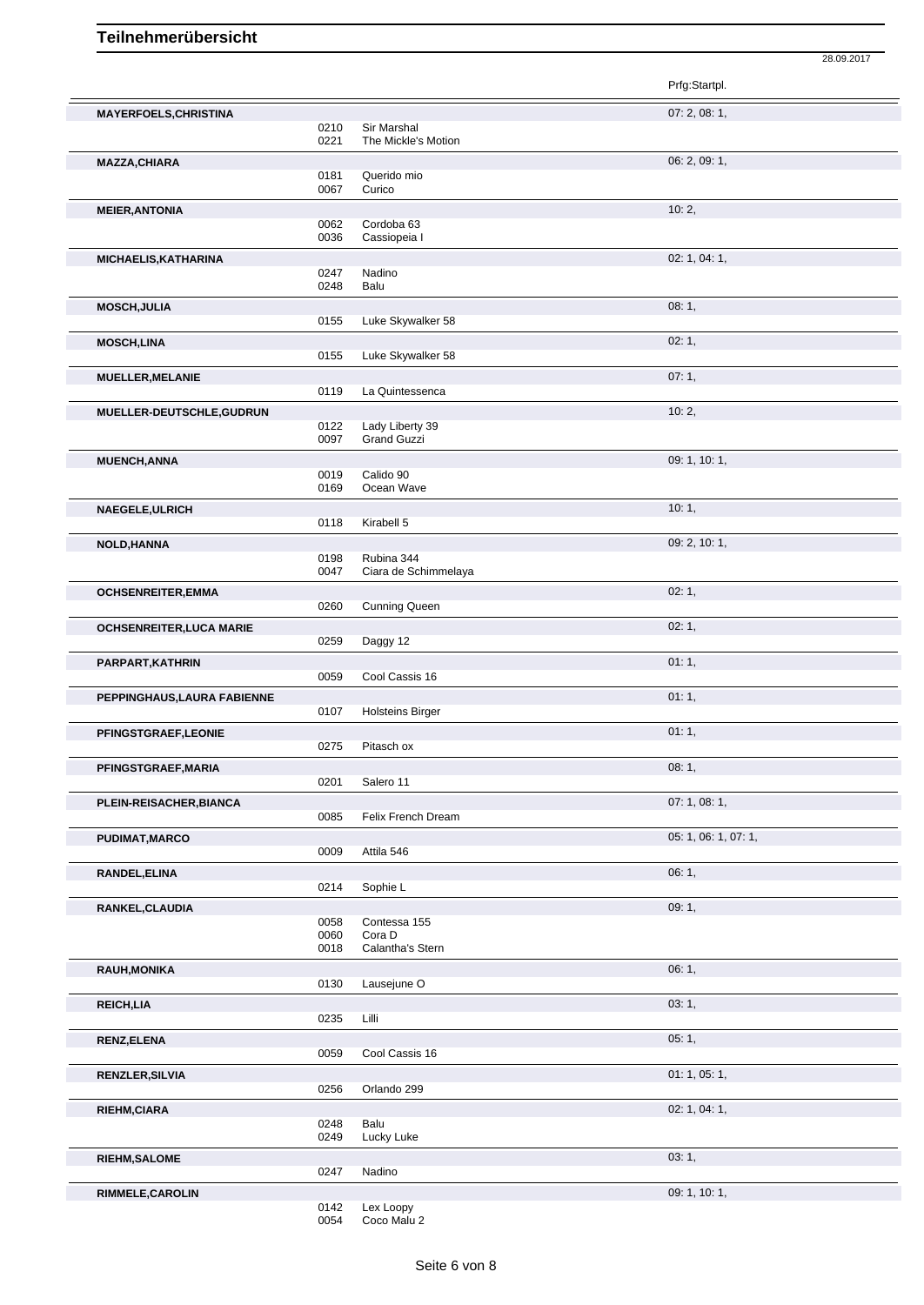# Teilnehmerübersicht

28.09.2017

| Teilnehmer | Nr. | Pferd | Prfg:Startpl. |
|---|---|---|---|
| **MAYERFOELS,CHRISTINA** | | | 07: 2, 08: 1, |
| | 0210 | Sir Marshal | |
| | 0221 | The Mickle's Motion | |
| **MAZZA,CHIARA** | | | 06: 2, 09: 1, |
| | 0181 | Querido mio | |
| | 0067 | Curico | |
| **MEIER,ANTONIA** | | | 10: 2, |
| | 0062 | Cordoba 63 | |
| | 0036 | Cassiopeia I | |
| **MICHAELIS,KATHARINA** | | | 02: 1, 04: 1, |
| | 0247 | Nadino | |
| | 0248 | Balu | |
| **MOSCH,JULIA** | | | 08: 1, |
| | 0155 | Luke Skywalker 58 | |
| **MOSCH,LINA** | | | 02: 1, |
| | 0155 | Luke Skywalker 58 | |
| **MUELLER,MELANIE** | | | 07: 1, |
| | 0119 | La Quintessenca | |
| **MUELLER-DEUTSCHLE,GUDRUN** | | | 10: 2, |
| | 0122 | Lady Liberty 39 | |
| | 0097 | Grand Guzzi | |
| **MUENCH,ANNA** | | | 09: 1, 10: 1, |
| | 0019 | Calido 90 | |
| | 0169 | Ocean Wave | |
| **NAEGELE,ULRICH** | | | 10: 1, |
| | 0118 | Kirabell 5 | |
| **NOLD,HANNA** | | | 09: 2, 10: 1, |
| | 0198 | Rubina 344 | |
| | 0047 | Ciara de Schimmelaya | |
| **OCHSENREITER,EMMA** | | | 02: 1, |
| | 0260 | Cunning Queen | |
| **OCHSENREITER,LUCA MARIE** | | | 02: 1, |
| | 0259 | Daggy 12 | |
| **PARPART,KATHRIN** | | | 01: 1, |
| | 0059 | Cool Cassis 16 | |
| **PEPPINGHAUS,LAURA FABIENNE** | | | 01: 1, |
| | 0107 | Holsteins Birger | |
| **PFINGSTGRAEF,LEONIE** | | | 01: 1, |
| | 0275 | Pitasch ox | |
| **PFINGSTGRAEF,MARIA** | | | 08: 1, |
| | 0201 | Salero 11 | |
| **PLEIN-REISACHER,BIANCA** | | | 07: 1, 08: 1, |
| | 0085 | Felix French Dream | |
| **PUDIMAT,MARCO** | | | 05: 1, 06: 1, 07: 1, |
| | 0009 | Attila 546 | |
| **RANDEL,ELINA** | | | 06: 1, |
| | 0214 | Sophie L | |
| **RANKEL,CLAUDIA** | | | 09: 1, |
| | 0058 | Contessa 155 | |
| | 0060 | Cora D | |
| | 0018 | Calantha's Stern | |
| **RAUH,MONIKA** | | | 06: 1, |
| | 0130 | Lausejune O | |
| **REICH,LIA** | | | 03: 1, |
| | 0235 | Lilli | |
| **RENZ,ELENA** | | | 05: 1, |
| | 0059 | Cool Cassis 16 | |
| **RENZLER,SILVIA** | | | 01: 1, 05: 1, |
| | 0256 | Orlando 299 | |
| **RIEHM,CIARA** | | | 02: 1, 04: 1, |
| | 0248 | Balu | |
| | 0249 | Lucky Luke | |
| **RIEHM,SALOME** | | | 03: 1, |
| | 0247 | Nadino | |
| **RIMMELE,CAROLIN** | | | 09: 1, 10: 1, |
| | 0142 | Lex Loopy | |
| | 0054 | Coco Malu 2 | |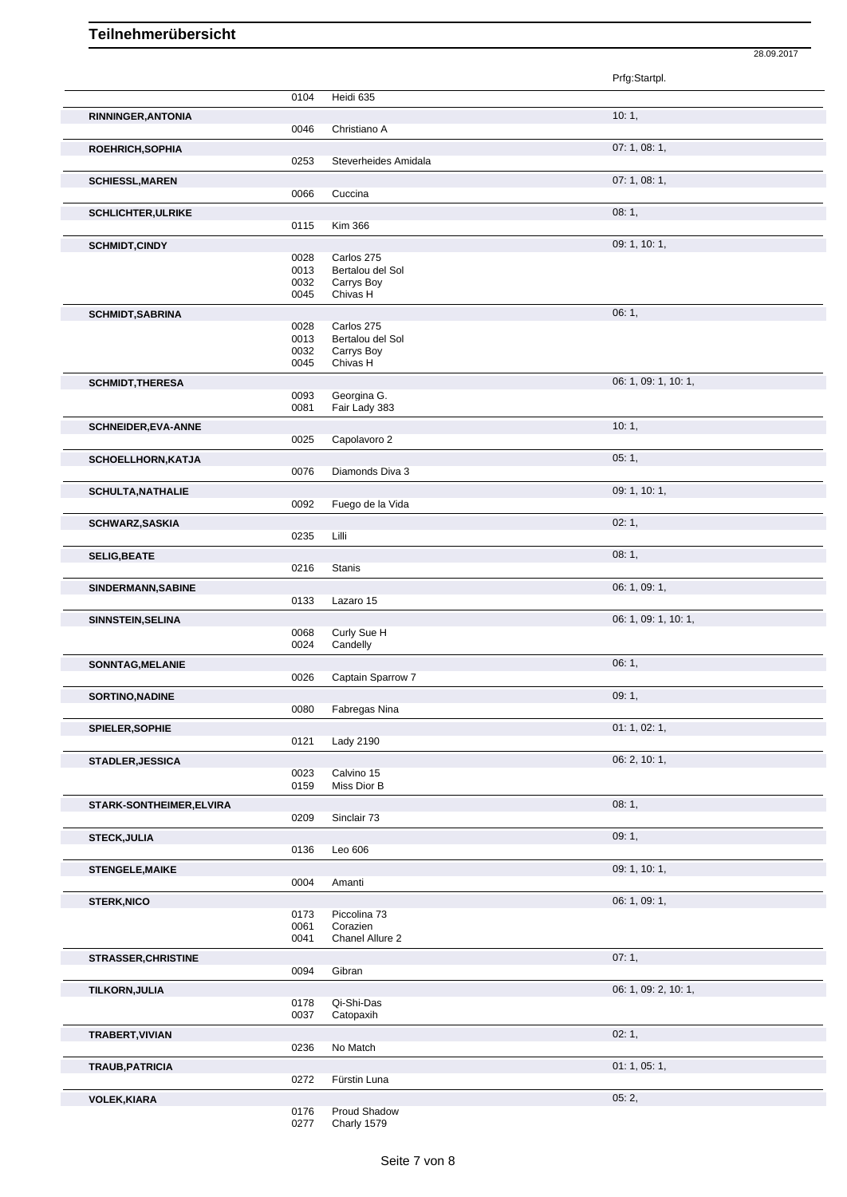# Teilnehmerübersicht

28.09.2017

| Teilnehmer | Nr. | Pferd | Prfg:Startpl. |
|---|---|---|---|
| | 0104 | Heidi 635 | |
| **RINNINGER,ANTONIA** | | | 10: 1, |
| | 0046 | Christiano A | |
| **ROEHRICH,SOPHIA** | | | 07: 1, 08: 1, |
| | 0253 | Steverheides Amidala | |
| **SCHIESSL,MAREN** | | | 07: 1, 08: 1, |
| | 0066 | Cuccina | |
| **SCHLICHTER,ULRIKE** | | | 08: 1, |
| | 0115 | Kim 366 | |
| **SCHMIDT,CINDY** | | | 09: 1, 10: 1, |
| | 0028 | Carlos 275 | |
| | 0013 | Bertalou del Sol | |
| | 0032 | Carrys Boy | |
| | 0045 | Chivas H | |
| **SCHMIDT,SABRINA** | | | 06: 1, |
| | 0028 | Carlos 275 | |
| | 0013 | Bertalou del Sol | |
| | 0032 | Carrys Boy | |
| | 0045 | Chivas H | |
| **SCHMIDT,THERESA** | | | 06: 1, 09: 1, 10: 1, |
| | 0093 | Georgina G. | |
| | 0081 | Fair Lady 383 | |
| **SCHNEIDER,EVA-ANNE** | | | 10: 1, |
| | 0025 | Capolavoro 2 | |
| **SCHOELLHORN,KATJA** | | | 05: 1, |
| | 0076 | Diamonds Diva 3 | |
| **SCHULTA,NATHALIE** | | | 09: 1, 10: 1, |
| | 0092 | Fuego de la Vida | |
| **SCHWARZ,SASKIA** | | | 02: 1, |
| | 0235 | Lilli | |
| **SELIG,BEATE** | | | 08: 1, |
| | 0216 | Stanis | |
| **SINDERMANN,SABINE** | | | 06: 1, 09: 1, |
| | 0133 | Lazaro 15 | |
| **SINNSTEIN,SELINA** | | | 06: 1, 09: 1, 10: 1, |
| | 0068 | Curly Sue H | |
| | 0024 | Candelly | |
| **SONNTAG,MELANIE** | | | 06: 1, |
| | 0026 | Captain Sparrow 7 | |
| **SORTINO,NADINE** | | | 09: 1, |
| | 0080 | Fabregas Nina | |
| **SPIELER,SOPHIE** | | | 01: 1, 02: 1, |
| | 0121 | Lady 2190 | |
| **STADLER,JESSICA** | | | 06: 2, 10: 1, |
| | 0023 | Calvino 15 | |
| | 0159 | Miss Dior B | |
| **STARK-SONTHEIMER,ELVIRA** | | | 08: 1, |
| | 0209 | Sinclair 73 | |
| **STECK,JULIA** | | | 09: 1, |
| | 0136 | Leo 606 | |
| **STENGELE,MAIKE** | | | 09: 1, 10: 1, |
| | 0004 | Amanti | |
| **STERK,NICO** | | | 06: 1, 09: 1, |
| | 0173 | Piccolina 73 | |
| | 0061 | Corazien | |
| | 0041 | Chanel Allure 2 | |
| **STRASSER,CHRISTINE** | | | 07: 1, |
| | 0094 | Gibran | |
| **TILKORN,JULIA** | | | 06: 1, 09: 2, 10: 1, |
| | 0178 | Qi-Shi-Das | |
| | 0037 | Catopaxih | |
| **TRABERT,VIVIAN** | | | 02: 1, |
| | 0236 | No Match | |
| **TRAUB,PATRICIA** | | | 01: 1, 05: 1, |
| | 0272 | Fürstin Luna | |
| **VOLEK,KIARA** | | | 05: 2, |
| | 0176 | Proud Shadow | |
| | 0277 | Charly 1579 | |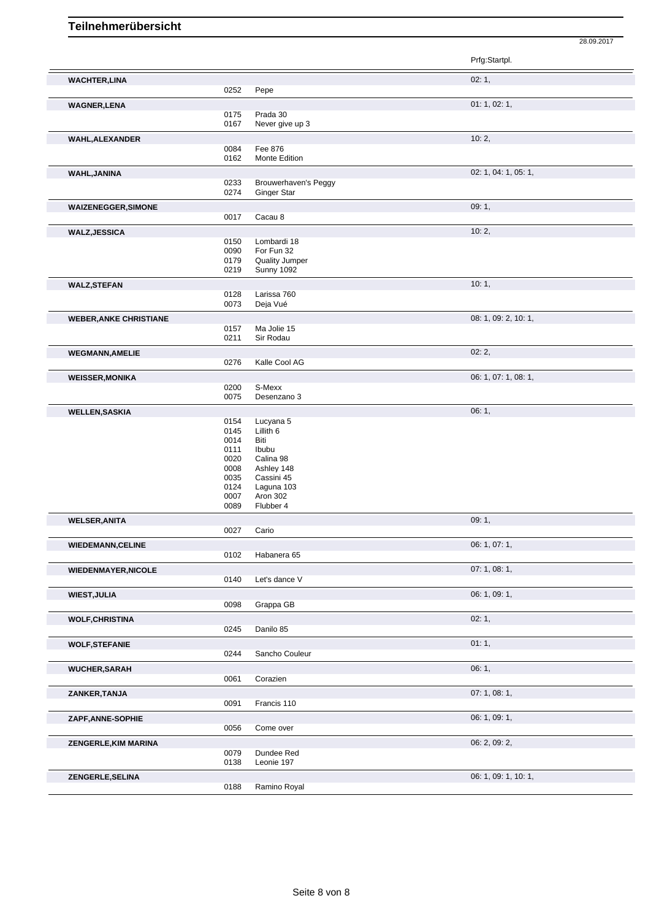# Teilnehmerübersicht

28.09.2017

| | | | Prfg:Startpl. |
|---|---|---|---|
| **WACHTER,LINA** | | | 02: 1, |
| | 0252 | Pepe | |
| **WAGNER,LENA** | | | 01: 1, 02: 1, |
| | 0175 | Prada 30 | |
| | 0167 | Never give up 3 | |
| **WAHL,ALEXANDER** | | | 10: 2, |
| | 0084 | Fee 876 | |
| | 0162 | Monte Edition | |
| **WAHL,JANINA** | | | 02: 1, 04: 1, 05: 1, |
| | 0233 | Brouwerhaven's Peggy | |
| | 0274 | Ginger Star | |
| **WAIZENEGGER,SIMONE** | | | 09: 1, |
| | 0017 | Cacau 8 | |
| **WALZ,JESSICA** | | | 10: 2, |
| | 0150 | Lombardi 18 | |
| | 0090 | For Fun 32 | |
| | 0179 | Quality Jumper | |
| | 0219 | Sunny 1092 | |
| **WALZ,STEFAN** | | | 10: 1, |
| | 0128 | Larissa 760 | |
| | 0073 | Deja Vué | |
| **WEBER,ANKE CHRISTIANE** | | | 08: 1, 09: 2, 10: 1, |
| | 0157 | Ma Jolie 15 | |
| | 0211 | Sir Rodau | |
| **WEGMANN,AMELIE** | | | 02: 2, |
| | 0276 | Kalle Cool AG | |
| **WEISSER,MONIKA** | | | 06: 1, 07: 1, 08: 1, |
| | 0200 | S-Mexx | |
| | 0075 | Desenzano 3 | |
| **WELLEN,SASKIA** | | | 06: 1, |
| | 0154 | Lucyana 5 | |
| | 0145 | Lillith 6 | |
| | 0014 | Biti | |
| | 0111 | Ibubu | |
| | 0020 | Calina 98 | |
| | 0008 | Ashley 148 | |
| | 0035 | Cassini 45 | |
| | 0124 | Laguna 103 | |
| | 0007 | Aron 302 | |
| | 0089 | Flubber 4 | |
| **WELSER,ANITA** | | | 09: 1, |
| | 0027 | Cario | |
| **WIEDEMANN,CELINE** | | | 06: 1, 07: 1, |
| | 0102 | Habanera 65 | |
| **WIEDENMAYER,NICOLE** | | | 07: 1, 08: 1, |
| | 0140 | Let's dance V | |
| **WIEST,JULIA** | | | 06: 1, 09: 1, |
| | 0098 | Grappa GB | |
| **WOLF,CHRISTINA** | | | 02: 1, |
| | 0245 | Danilo 85 | |
| **WOLF,STEFANIE** | | | 01: 1, |
| | 0244 | Sancho Couleur | |
| **WUCHER,SARAH** | | | 06: 1, |
| | 0061 | Corazien | |
| **ZANKER,TANJA** | | | 07: 1, 08: 1, |
| | 0091 | Francis 110 | |
| **ZAPF,ANNE-SOPHIE** | | | 06: 1, 09: 1, |
| | 0056 | Come over | |
| **ZENGERLE,KIM MARINA** | | | 06: 2, 09: 2, |
| | 0079 | Dundee Red | |
| | 0138 | Leonie 197 | |
| **ZENGERLE,SELINA** | | | 06: 1, 09: 1, 10: 1, |
| | 0188 | Ramino Royal | |